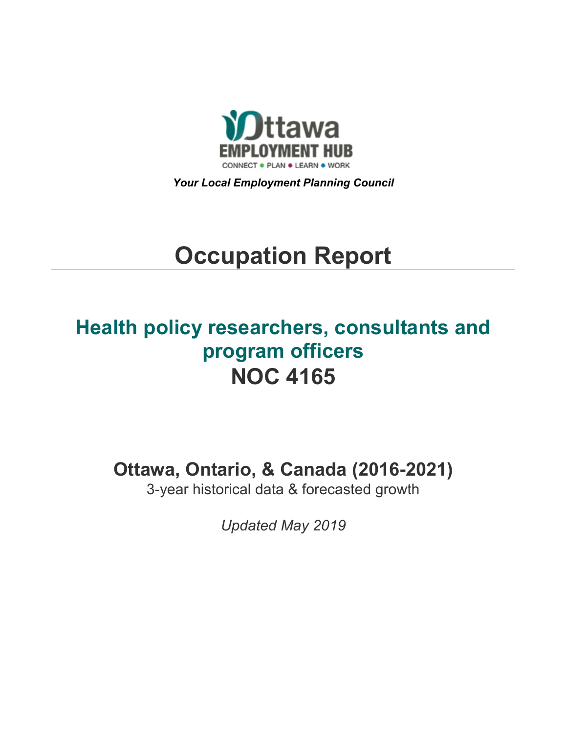Ottawa EMPLOYMENT HUB

CONNECT • PLAN • LEARN • WORK

***Your Local Employment Planning Council***

# Occupation Report

## Health policy researchers, consultants and program officers
## NOC 4165

### Ottawa, Ontario, & Canada (2016-2021)

3-year historical data & forecasted growth

*Updated May 2019*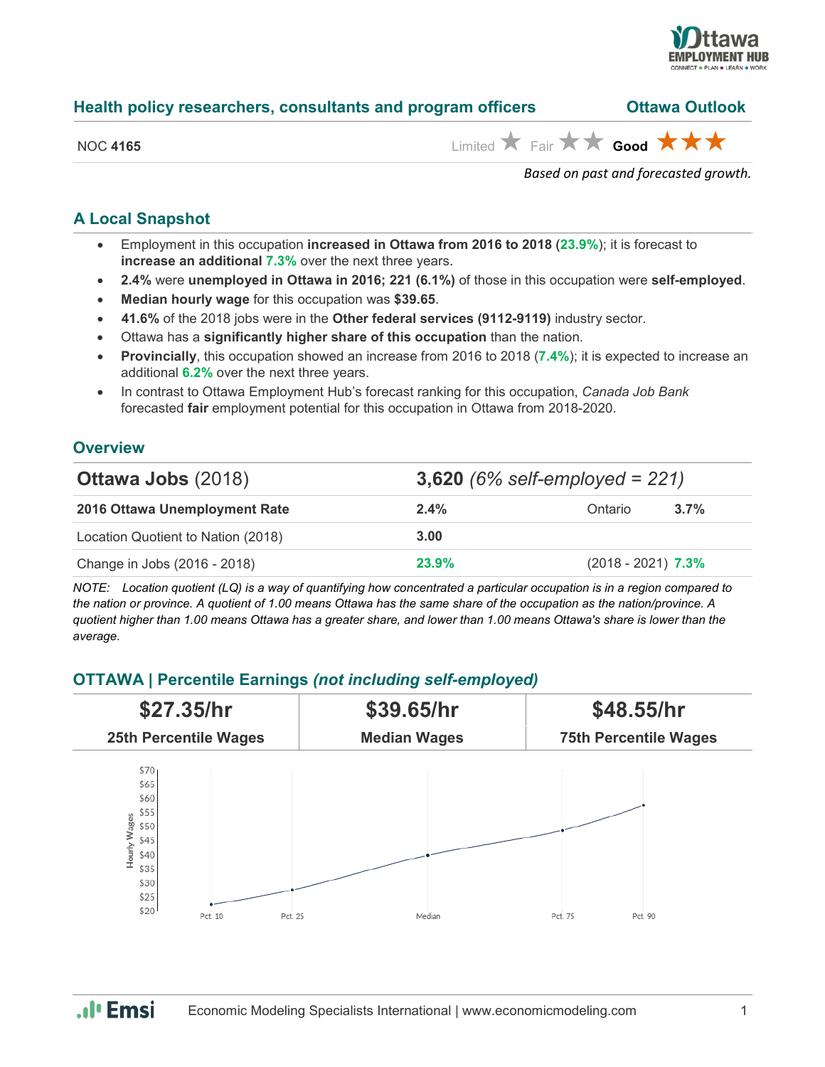## Health policy researchers, consultants and program officers — Ottawa Outlook

NOC **4165**

Limited ★ Fair ★★ **Good** ★★★

*Based on past and forecasted growth.*

## A Local Snapshot

- Employment in this occupation **increased in Ottawa from 2016 to 2018** (**23.9%**); it is forecast to **increase an additional 7.3%** over the next three years.
- **2.4%** were **unemployed in Ottawa in 2016; 221 (6.1%)** of those in this occupation were **self-employed**.
- **Median hourly wage** for this occupation was **$39.65**.
- **41.6%** of the 2018 jobs were in the **Other federal services (9112-9119)** industry sector.
- Ottawa has a **significantly higher share of this occupation** than the nation.
- **Provincially**, this occupation showed an increase from 2016 to 2018 (**7.4%**); it is expected to increase an additional **6.2%** over the next three years.
- In contrast to Ottawa Employment Hub's forecast ranking for this occupation, *Canada Job Bank* forecasted **fair** employment potential for this occupation in Ottawa from 2018-2020.

## Overview

| **Ottawa Jobs** (2018) | **3,620** *(6% self-employed = 221)* | | |
|---|---|---|---|
| **2016 Ottawa Unemployment Rate** | **2.4%** | Ontario | **3.7%** |
| Location Quotient to Nation (2018) | **3.00** | | |
| Change in Jobs (2016 - 2018) | **23.9%** | (2018 - 2021) | **7.3%** |

*NOTE: Location quotient (LQ) is a way of quantifying how concentrated a particular occupation is in a region compared to the nation or province. A quotient of 1.00 means Ottawa has the same share of the occupation as the nation/province. A quotient higher than 1.00 means Ottawa has a greater share, and lower than 1.00 means Ottawa's share is lower than the average.*

## OTTAWA | Percentile Earnings *(not including self-employed)*

| **$27.35/hr** | **$39.65/hr** | **$48.55/hr** |
|---|---|---|
| **25th Percentile Wages** | **Median Wages** | **75th Percentile Wages** |

Economic Modeling Specialists International | www.economicmodeling.com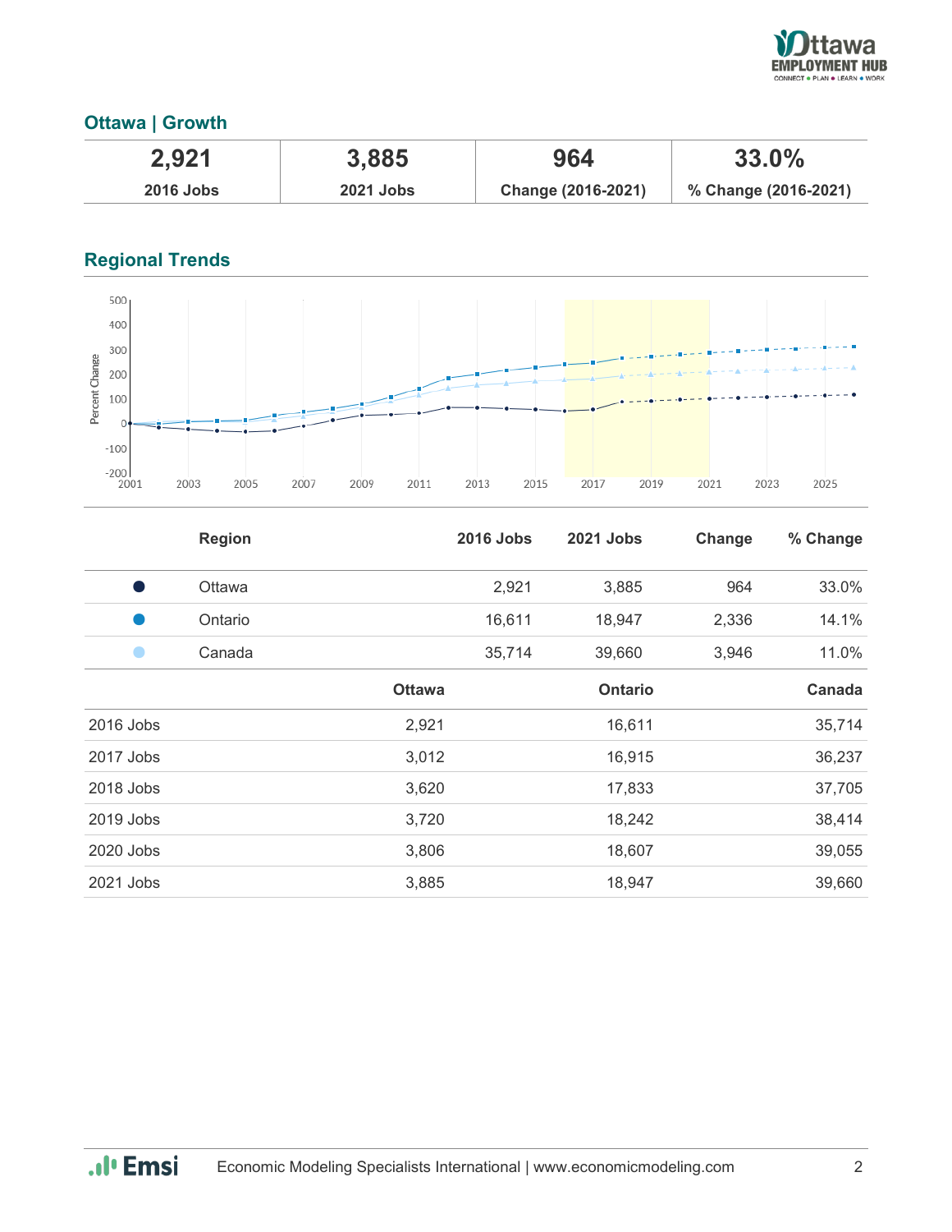## Ottawa | Growth

| 2,921 | 3,885 | 964 | 33.0% |
|---|---|---|---|
| **2016 Jobs** | **2021 Jobs** | **Change (2016-2021)** | **% Change (2016-2021)** |

## Regional Trends

| | Region | 2016 Jobs | 2021 Jobs | Change | % Change |
|---|---|---|---|---|---|
| ● | Ottawa | 2,921 | 3,885 | 964 | 33.0% |
| ● | Ontario | 16,611 | 18,947 | 2,336 | 14.1% |
| ● | Canada | 35,714 | 39,660 | 3,946 | 11.0% |

| | Ottawa | Ontario | Canada |
|---|---|---|---|
| 2016 Jobs | 2,921 | 16,611 | 35,714 |
| 2017 Jobs | 3,012 | 16,915 | 36,237 |
| 2018 Jobs | 3,620 | 17,833 | 37,705 |
| 2019 Jobs | 3,720 | 18,242 | 38,414 |
| 2020 Jobs | 3,806 | 18,607 | 39,055 |
| 2021 Jobs | 3,885 | 18,947 | 39,660 |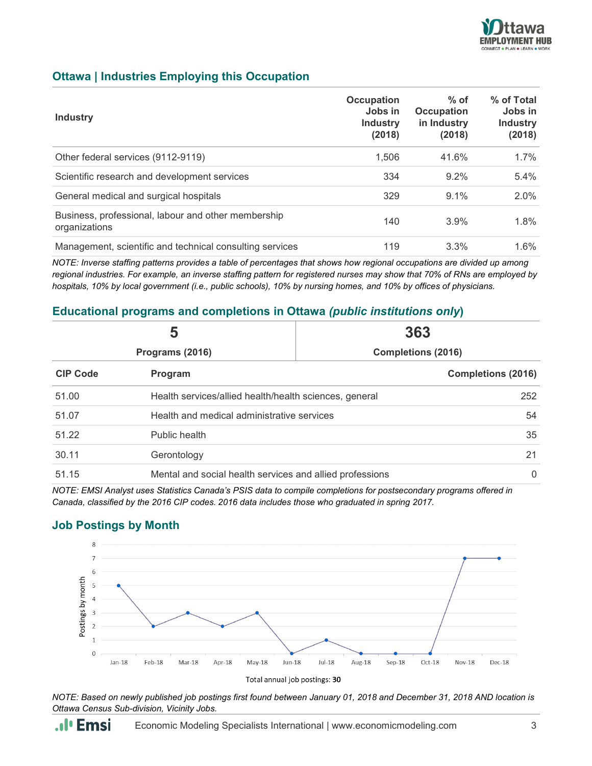## Ottawa | Industries Employing this Occupation

| Industry | Occupation Jobs in Industry (2018) | % of Occupation in Industry (2018) | % of Total Jobs in Industry (2018) |
|---|---|---|---|
| Other federal services (9112-9119) | 1,506 | 41.6% | 1.7% |
| Scientific research and development services | 334 | 9.2% | 5.4% |
| General medical and surgical hospitals | 329 | 9.1% | 2.0% |
| Business, professional, labour and other membership organizations | 140 | 3.9% | 1.8% |
| Management, scientific and technical consulting services | 119 | 3.3% | 1.6% |

*NOTE: Inverse staffing patterns provides a table of percentages that shows how regional occupations are divided up among regional industries. For example, an inverse staffing pattern for registered nurses may show that 70% of RNs are employed by hospitals, 10% by local government (i.e., public schools), 10% by nursing homes, and 10% by offices of physicians.*

## Educational programs and completions in Ottawa *(public institutions only)*

| 5 | 363 |
|---|---|
| Programs (2016) | Completions (2016) |

| CIP Code | Program | Completions (2016) |
|---|---|---|
| 51.00 | Health services/allied health/health sciences, general | 252 |
| 51.07 | Health and medical administrative services | 54 |
| 51.22 | Public health | 35 |
| 30.11 | Gerontology | 21 |
| 51.15 | Mental and social health services and allied professions | 0 |

*NOTE: EMSI Analyst uses Statistics Canada's PSIS data to compile completions for postsecondary programs offered in Canada, classified by the 2016 CIP codes. 2016 data includes those who graduated in spring 2017.*

## Job Postings by Month

| Month | Postings by month |
|---|---|
| Jan-18 | 5 |
| Feb-18 | 2 |
| Mar-18 | 3 |
| Apr-18 | 2 |
| May-18 | 3 |
| Jun-18 | 0 |
| Jul-18 | 1 |
| Aug-18 | 0 |
| Sep-18 | 0 |
| Oct-18 | 0 |
| Nov-18 | 7 |
| Dec-18 | 7 |

Total annual job postings: **30**

*NOTE: Based on newly published job postings first found between January 01, 2018 and December 31, 2018 AND location is Ottawa Census Sub-division, Vicinity Jobs.*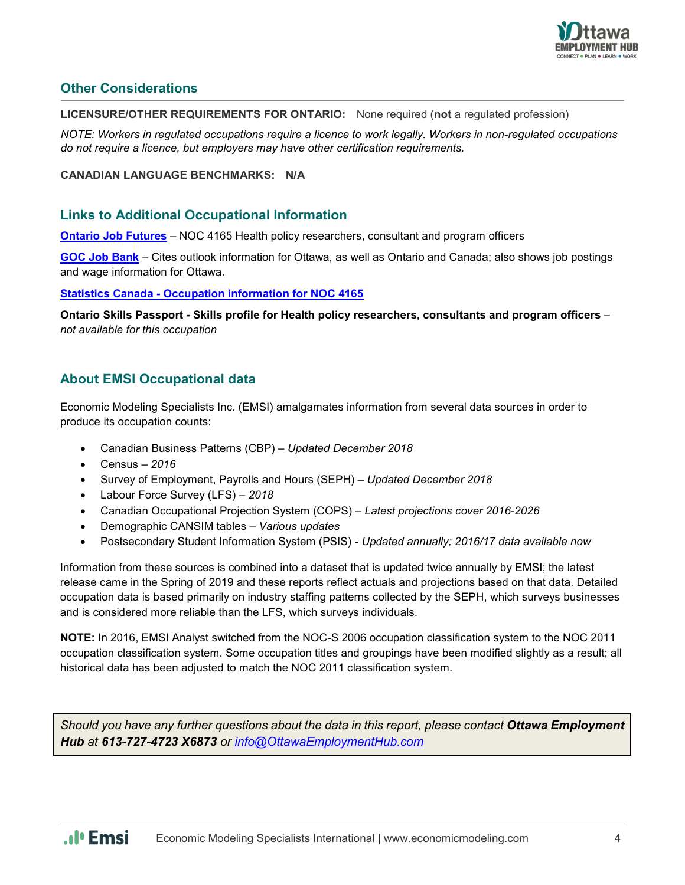## Other Considerations

**LICENSURE/OTHER REQUIREMENTS FOR ONTARIO:** None required (**not** a regulated profession)

*NOTE: Workers in regulated occupations require a licence to work legally. Workers in non-regulated occupations do not require a licence, but employers may have other certification requirements.*

**CANADIAN LANGUAGE BENCHMARKS: N/A**

## Links to Additional Occupational Information

**Ontario Job Futures** – NOC 4165 Health policy researchers, consultant and program officers

**GOC Job Bank** – Cites outlook information for Ottawa, as well as Ontario and Canada; also shows job postings and wage information for Ottawa.

**Statistics Canada - Occupation information for NOC 4165**

**Ontario Skills Passport - Skills profile for Health policy researchers, consultants and program officers** – *not available for this occupation*

## About EMSI Occupational data

Economic Modeling Specialists Inc. (EMSI) amalgamates information from several data sources in order to produce its occupation counts:

- Canadian Business Patterns (CBP) – *Updated December 2018*
- Census – *2016*
- Survey of Employment, Payrolls and Hours (SEPH) – *Updated December 2018*
- Labour Force Survey (LFS) – *2018*
- Canadian Occupational Projection System (COPS) – *Latest projections cover 2016-2026*
- Demographic CANSIM tables – *Various updates*
- Postsecondary Student Information System (PSIS) - *Updated annually; 2016/17 data available now*

Information from these sources is combined into a dataset that is updated twice annually by EMSI; the latest release came in the Spring of 2019 and these reports reflect actuals and projections based on that data. Detailed occupation data is based primarily on industry staffing patterns collected by the SEPH, which surveys businesses and is considered more reliable than the LFS, which surveys individuals.

**NOTE:** In 2016, EMSI Analyst switched from the NOC-S 2006 occupation classification system to the NOC 2011 occupation classification system. Some occupation titles and groupings have been modified slightly as a result; all historical data has been adjusted to match the NOC 2011 classification system.

*Should you have any further questions about the data in this report, please contact **Ottawa Employment Hub** at **613-727-4723 X6873** or info@OttawaEmploymentHub.com*